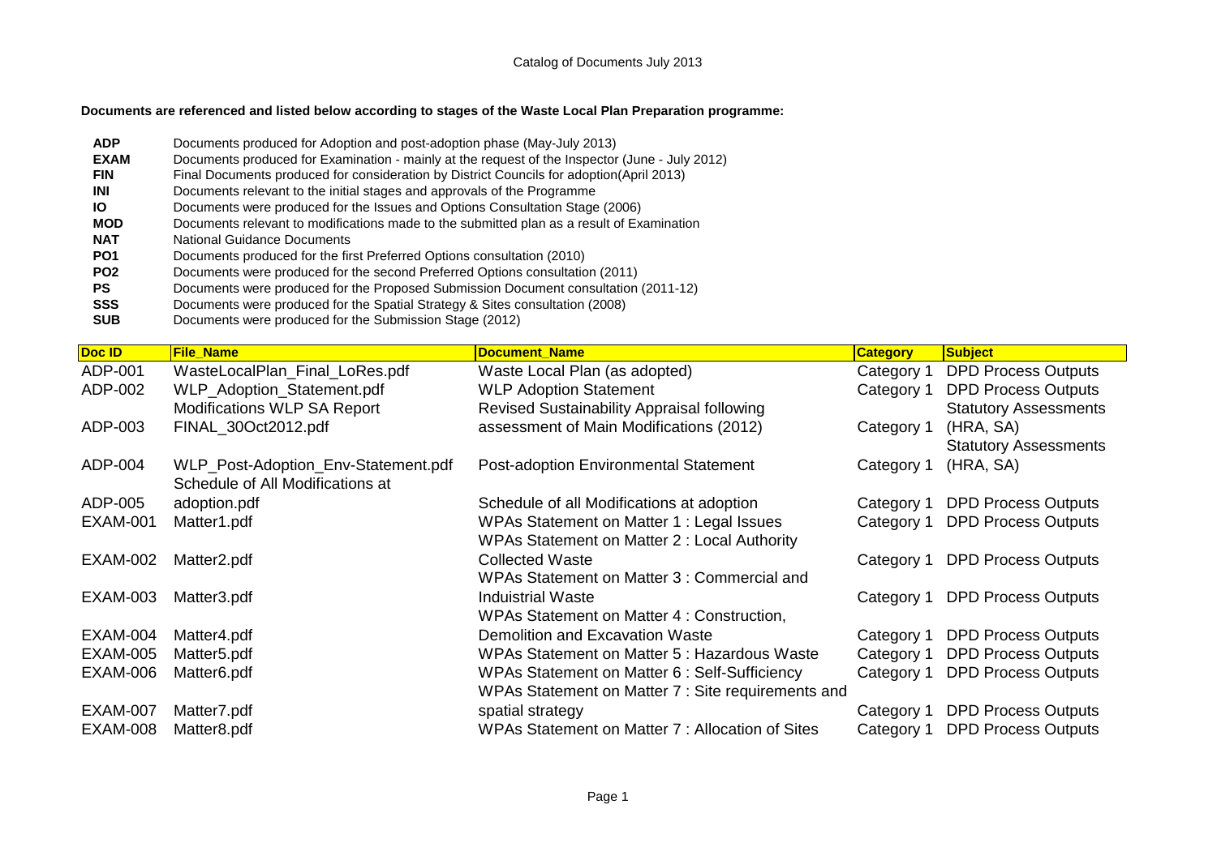Catalog of Documents July 2013

**Documents are referenced and listed below according to stages of the Waste Local Plan Preparation programme:**

| | |
|---|---|
| **ADP** | Documents produced for Adoption and post-adoption phase (May-July 2013) |
| **EXAM** | Documents produced for Examination - mainly at the request of the Inspector (June - July 2012) |
| **FIN** | Final Documents produced for consideration by District Councils for adoption(April 2013) |
| **INI** | Documents relevant to the initial stages and approvals of the Programme |
| **IO** | Documents were produced for the Issues and Options Consultation Stage (2006) |
| **MOD** | Documents relevant to modifications made to the submitted plan as a result of Examination |
| **NAT** | National Guidance Documents |
| **PO1** | Documents produced for the first Preferred Options consultation (2010) |
| **PO2** | Documents were produced for the second Preferred Options consultation (2011) |
| **PS** | Documents were produced for the Proposed Submission Document consultation (2011-12) |
| **SSS** | Documents were produced for the Spatial Strategy & Sites consultation (2008) |
| **SUB** | Documents were produced for the Submission Stage (2012) |

| Doc ID | File_Name | Document_Name | Category | Subject |
|---|---|---|---|---|
| ADP-001 | WasteLocalPlan_Final_LoRes.pdf | Waste Local Plan (as adopted) | Category 1 | DPD Process Outputs |
| ADP-002 | WLP_Adoption_Statement.pdf | WLP Adoption Statement | Category 1 | DPD Process Outputs |
| ADP-003 | Modifications WLP SA Report FINAL_30Oct2012.pdf | Revised Sustainability Appraisal following assessment of Main Modifications (2012) | Category 1 | Statutory Assessments (HRA, SA) |
| ADP-004 | WLP_Post-Adoption_Env-Statement.pdf | Post-adoption Environmental Statement | Category 1 | Statutory Assessments (HRA, SA) |
| ADP-005 | Schedule of All Modifications at adoption.pdf | Schedule of all Modifications at adoption | Category 1 | DPD Process Outputs |
| EXAM-001 | Matter1.pdf | WPAs Statement on Matter 1 : Legal Issues | Category 1 | DPD Process Outputs |
| EXAM-002 | Matter2.pdf | WPAs Statement on Matter 2 : Local Authority Collected Waste | Category 1 | DPD Process Outputs |
| EXAM-003 | Matter3.pdf | WPAs Statement on Matter 3 : Commercial and Induistrial Waste | Category 1 | DPD Process Outputs |
| EXAM-004 | Matter4.pdf | WPAs Statement on Matter 4 : Construction, Demolition and Excavation Waste | Category 1 | DPD Process Outputs |
| EXAM-005 | Matter5.pdf | WPAs Statement on Matter 5 : Hazardous Waste | Category 1 | DPD Process Outputs |
| EXAM-006 | Matter6.pdf | WPAs Statement on Matter 6 : Self-Sufficiency | Category 1 | DPD Process Outputs |
| EXAM-007 | Matter7.pdf | WPAs Statement on Matter 7 : Site requirements and spatial strategy | Category 1 | DPD Process Outputs |
| EXAM-008 | Matter8.pdf | WPAs Statement on Matter 7 : Allocation of Sites | Category 1 | DPD Process Outputs |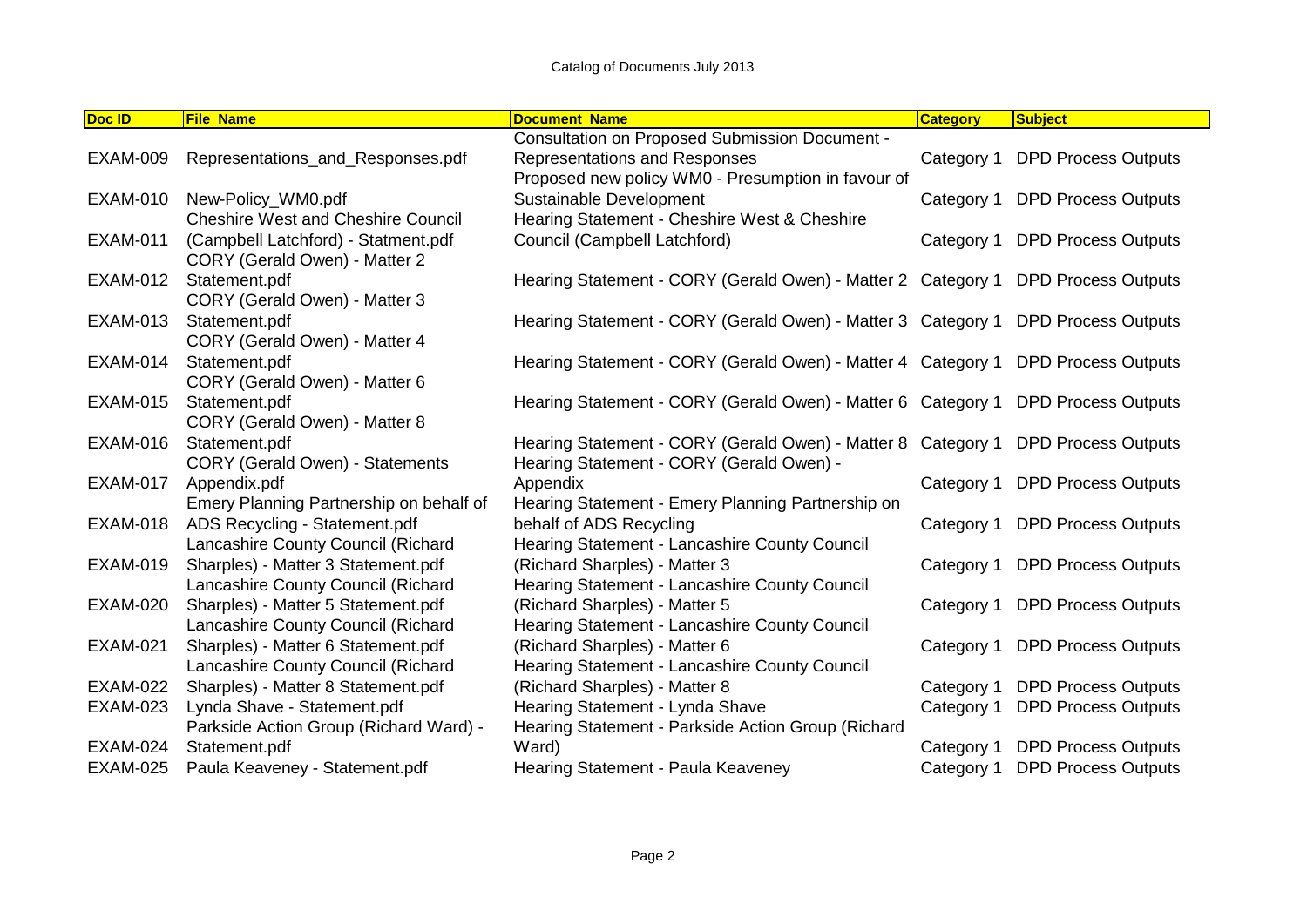Catalog of Documents July 2013

| Doc ID | File_Name | Document_Name | Category | Subject |
| --- | --- | --- | --- | --- |
| EXAM-009 | Representations_and_Responses.pdf | Consultation on Proposed Submission Document - Representations and Responses | Category 1 | DPD Process Outputs |
| EXAM-010 | New-Policy_WM0.pdf | Proposed new policy WM0 - Presumption in favour of Sustainable Development | Category 1 | DPD Process Outputs |
| EXAM-011 | Cheshire West and Cheshire Council (Campbell Latchford) - Statment.pdf | Hearing Statement - Cheshire West & Cheshire Council (Campbell Latchford) | Category 1 | DPD Process Outputs |
| EXAM-012 | CORY (Gerald Owen) - Matter 2 Statement.pdf | Hearing Statement - CORY (Gerald Owen) - Matter 2 | Category 1 | DPD Process Outputs |
| EXAM-013 | CORY (Gerald Owen) - Matter 3 Statement.pdf | Hearing Statement - CORY (Gerald Owen) - Matter 3 | Category 1 | DPD Process Outputs |
| EXAM-014 | CORY (Gerald Owen) - Matter 4 Statement.pdf | Hearing Statement - CORY (Gerald Owen) - Matter 4 | Category 1 | DPD Process Outputs |
| EXAM-015 | CORY (Gerald Owen) - Matter 6 Statement.pdf | Hearing Statement - CORY (Gerald Owen) - Matter 6 | Category 1 | DPD Process Outputs |
| EXAM-016 | CORY (Gerald Owen) - Matter 8 Statement.pdf | Hearing Statement - CORY (Gerald Owen) - Matter 8 | Category 1 | DPD Process Outputs |
| EXAM-017 | CORY (Gerald Owen) - Statements Appendix.pdf | Hearing Statement - CORY (Gerald Owen) - Appendix | Category 1 | DPD Process Outputs |
| EXAM-018 | Emery Planning Partnership on behalf of ADS Recycling - Statement.pdf | Hearing Statement - Emery Planning Partnership on behalf of ADS Recycling | Category 1 | DPD Process Outputs |
| EXAM-019 | Lancashire County Council (Richard Sharples) - Matter 3 Statement.pdf | Hearing Statement - Lancashire County Council (Richard Sharples) - Matter 3 | Category 1 | DPD Process Outputs |
| EXAM-020 | Lancashire County Council (Richard Sharples) - Matter 5 Statement.pdf | Hearing Statement - Lancashire County Council (Richard Sharples) - Matter 5 | Category 1 | DPD Process Outputs |
| EXAM-021 | Lancashire County Council (Richard Sharples) - Matter 6 Statement.pdf | Hearing Statement - Lancashire County Council (Richard Sharples) - Matter 6 | Category 1 | DPD Process Outputs |
| EXAM-022 | Lancashire County Council (Richard Sharples) - Matter 8 Statement.pdf | Hearing Statement - Lancashire County Council (Richard Sharples) - Matter 8 | Category 1 | DPD Process Outputs |
| EXAM-023 | Lynda Shave - Statement.pdf | Hearing Statement - Lynda Shave | Category 1 | DPD Process Outputs |
| EXAM-024 | Parkside Action Group (Richard Ward) - Statement.pdf | Hearing Statement - Parkside Action Group (Richard Ward) | Category 1 | DPD Process Outputs |
| EXAM-025 | Paula Keaveney - Statement.pdf | Hearing Statement - Paula Keaveney | Category 1 | DPD Process Outputs |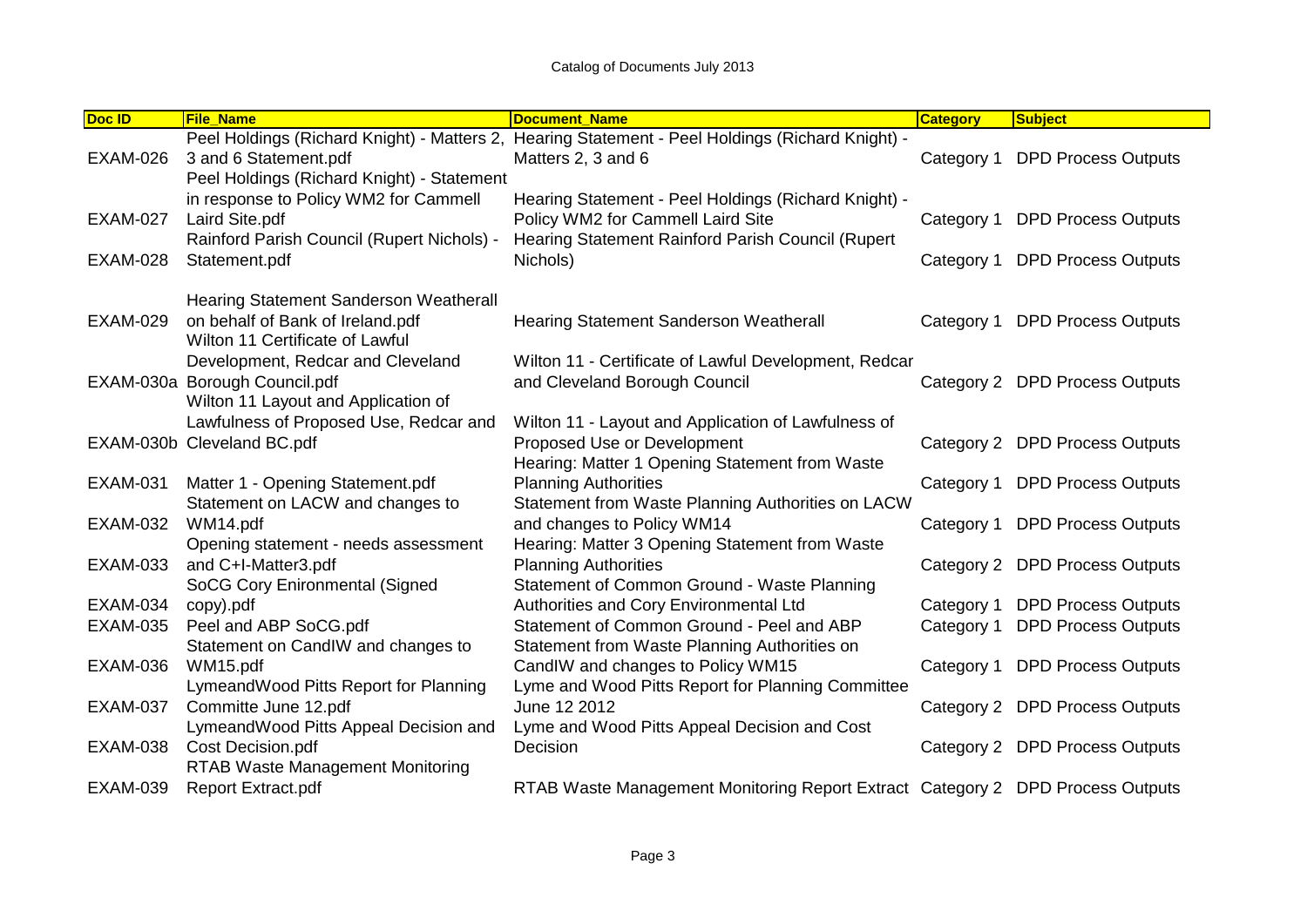Catalog of Documents July 2013

| Doc ID | File_Name | Document_Name | Category | Subject |
| --- | --- | --- | --- | --- |
| EXAM-026 | Peel Holdings (Richard Knight) - Matters 2, 3 and 6 Statement.pdf | Hearing Statement - Peel Holdings (Richard Knight) - Matters 2, 3 and 6 | Category 1 | DPD Process Outputs |
| EXAM-027 | Peel Holdings (Richard Knight) - Statement in response to Policy WM2 for Cammell Laird Site.pdf | Hearing Statement - Peel Holdings (Richard Knight) - Policy WM2 for Cammell Laird Site | Category 1 | DPD Process Outputs |
| EXAM-028 | Rainford Parish Council (Rupert Nichols) - Statement.pdf | Hearing Statement Rainford Parish Council (Rupert Nichols) | Category 1 | DPD Process Outputs |
| EXAM-029 | Hearing Statement Sanderson Weatherall on behalf of Bank of Ireland.pdf | Hearing Statement Sanderson Weatherall | Category 1 | DPD Process Outputs |
| EXAM-030a | Wilton 11 Certificate of Lawful Development, Redcar and Cleveland Borough Council.pdf | Wilton 11 - Certificate of Lawful Development, Redcar and Cleveland Borough Council | Category 2 | DPD Process Outputs |
| EXAM-030b | Wilton 11 Layout and Application of Lawfulness of Proposed Use, Redcar and Cleveland BC.pdf | Wilton 11 - Layout and Application of Lawfulness of Proposed Use or Development | Category 2 | DPD Process Outputs |
| EXAM-031 | Matter 1 - Opening Statement.pdf | Hearing: Matter 1 Opening Statement from Waste Planning Authorities | Category 1 | DPD Process Outputs |
| EXAM-032 | Statement on LACW and changes to WM14.pdf | Statement from Waste Planning Authorities on LACW and changes to Policy WM14 | Category 1 | DPD Process Outputs |
| EXAM-033 | Opening statement - needs assessment and C+I-Matter3.pdf | Hearing: Matter 3 Opening Statement from Waste Planning Authorities | Category 2 | DPD Process Outputs |
| EXAM-034 | SoCG Cory Enironmental (Signed copy).pdf | Statement of Common Ground - Waste Planning Authorities and Cory Environmental Ltd | Category 1 | DPD Process Outputs |
| EXAM-035 | Peel and ABP SoCG.pdf | Statement of Common Ground - Peel and ABP | Category 1 | DPD Process Outputs |
| EXAM-036 | Statement on CandIW and changes to WM15.pdf | Statement from Waste Planning Authorities on CandIW and changes to Policy WM15 | Category 1 | DPD Process Outputs |
| EXAM-037 | LymeandWood Pitts Report for Planning Committe June 12.pdf | Lyme and Wood Pitts Report for Planning Committee June 12 2012 | Category 2 | DPD Process Outputs |
| EXAM-038 | LymeandWood Pitts Appeal Decision and Cost Decision.pdf | Lyme and Wood Pitts Appeal Decision and Cost Decision | Category 2 | DPD Process Outputs |
| EXAM-039 | RTAB Waste Management Monitoring Report Extract.pdf | RTAB Waste Management Monitoring Report Extract | Category 2 | DPD Process Outputs |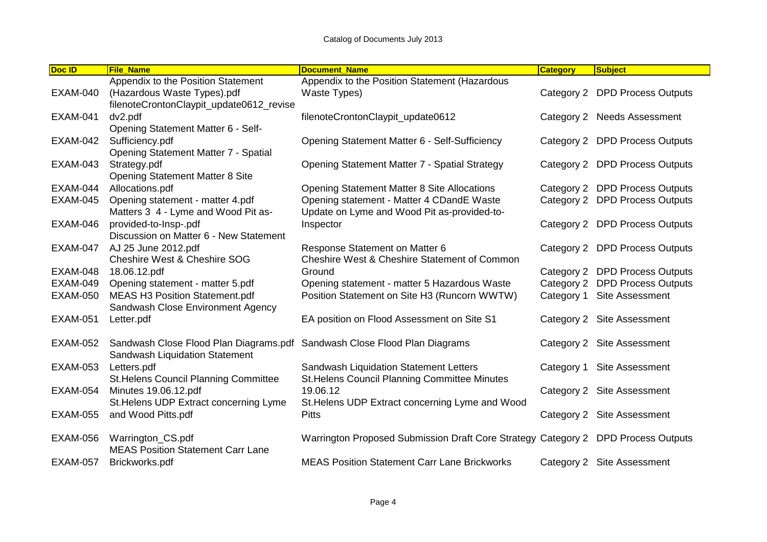Catalog of Documents July 2013

| Doc ID | File_Name | Document_Name | Category | Subject |
|---|---|---|---|---|
| EXAM-040 | Appendix to the Position Statement (Hazardous Waste Types).pdf | Appendix to the Position Statement (Hazardous Waste Types) | Category 2 | DPD Process Outputs |
| EXAM-041 | filenoteCrontonClaypit_update0612_revisedv2.pdf | filenoteCrontonClaypit_update0612 | Category 2 | Needs Assessment |
| EXAM-042 | Opening Statement Matter 6 - Self-Sufficiency.pdf | Opening Statement Matter 6 - Self-Sufficiency | Category 2 | DPD Process Outputs |
| EXAM-043 | Opening Statement Matter 7 - Spatial Strategy.pdf | Opening Statement Matter 7 - Spatial Strategy | Category 2 | DPD Process Outputs |
| EXAM-044 | Opening Statement Matter 8 Site Allocations.pdf | Opening Statement Matter 8 Site Allocations | Category 2 | DPD Process Outputs |
| EXAM-045 | Opening statement - matter 4.pdf | Opening statement - Matter 4 CDandE Waste | Category 2 | DPD Process Outputs |
| EXAM-046 | Matters 3 4 - Lyme and Wood Pit as-provided-to-Insp-.pdf | Update on Lyme and Wood Pit as-provided-to-Inspector | Category 2 | DPD Process Outputs |
| EXAM-047 | Discussion on Matter 6 - New Statement AJ 25 June 2012.pdf | Response Statement on Matter 6 | Category 2 | DPD Process Outputs |
| EXAM-048 | Cheshire West & Cheshire SOG 18.06.12.pdf | Cheshire West & Cheshire Statement of Common Ground | Category 2 | DPD Process Outputs |
| EXAM-049 | Opening statement - matter 5.pdf | Opening statement - matter 5 Hazardous Waste | Category 2 | DPD Process Outputs |
| EXAM-050 | MEAS H3 Position Statement.pdf | Position Statement on Site H3 (Runcorn WWTW) | Category 1 | Site Assessment |
| EXAM-051 | Sandwash Close Environment Agency Letter.pdf | EA position on Flood Assessment on Site S1 | Category 2 | Site Assessment |
| EXAM-052 | Sandwash Close Flood Plan Diagrams.pdf | Sandwash Close Flood Plan Diagrams | Category 2 | Site Assessment |
| EXAM-053 | Sandwash Liquidation Statement Letters.pdf | Sandwash Liquidation Statement Letters | Category 1 | Site Assessment |
| EXAM-054 | St.Helens Council Planning Committee Minutes 19.06.12.pdf | St.Helens Council Planning Committee Minutes 19.06.12 | Category 2 | Site Assessment |
| EXAM-055 | St.Helens UDP Extract concerning Lyme and Wood Pitts.pdf | St.Helens UDP Extract concerning Lyme and Wood Pitts | Category 2 | Site Assessment |
| EXAM-056 | Warrington_CS.pdf | Warrington Proposed Submission Draft Core Strategy | Category 2 | DPD Process Outputs |
| EXAM-057 | MEAS Position Statement Carr Lane Brickworks.pdf | MEAS Position Statement Carr Lane Brickworks | Category 2 | Site Assessment |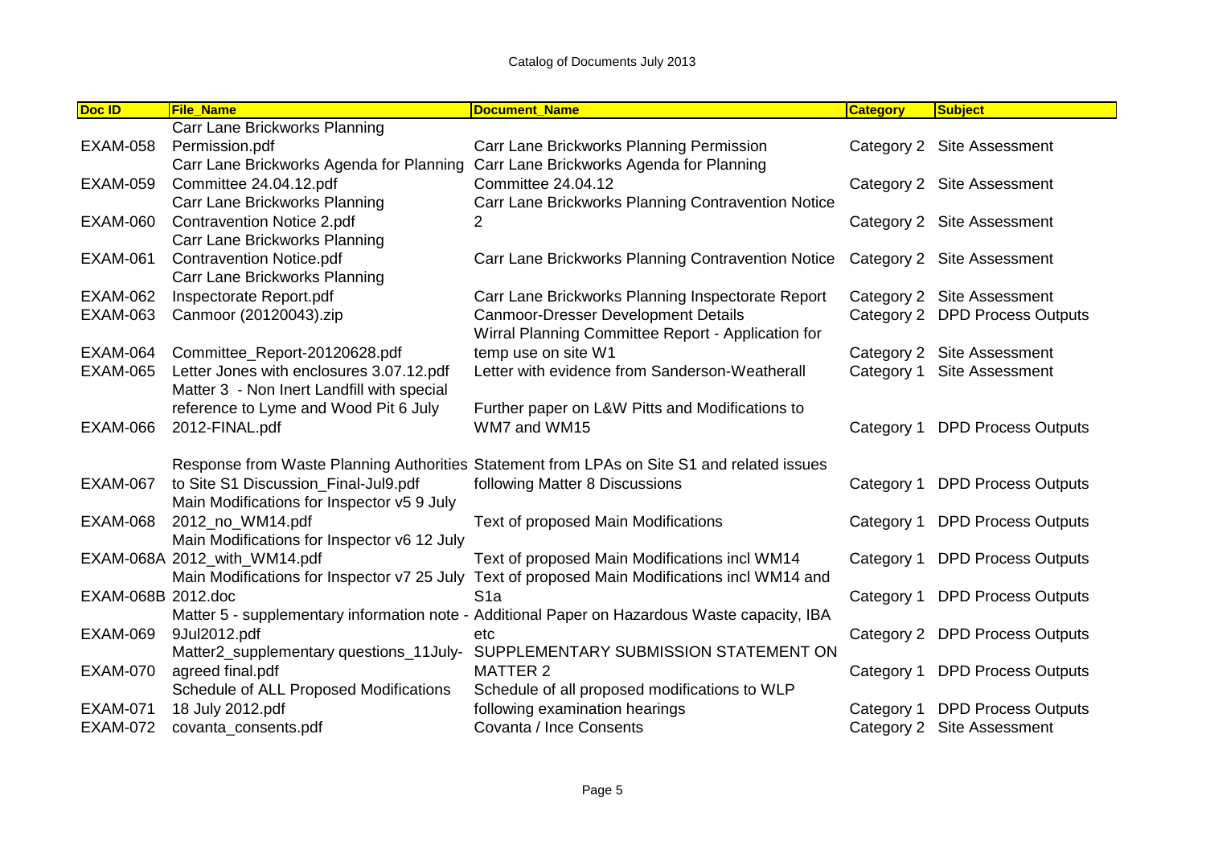Catalog of Documents July 2013

| Doc ID | File_Name | Document_Name | Category | Subject |
|---|---|---|---|---|
| EXAM-058 | Carr Lane Brickworks Planning Permission.pdf | Carr Lane Brickworks Planning Permission | Category 2 | Site Assessment |
| EXAM-059 | Carr Lane Brickworks Agenda for Planning Committee 24.04.12.pdf | Carr Lane Brickworks Agenda for Planning Committee 24.04.12 | Category 2 | Site Assessment |
| EXAM-060 | Carr Lane Brickworks Planning Contravention Notice 2.pdf | Carr Lane Brickworks Planning Contravention Notice 2 | Category 2 | Site Assessment |
| EXAM-061 | Carr Lane Brickworks Planning Contravention Notice.pdf | Carr Lane Brickworks Planning Contravention Notice | Category 2 | Site Assessment |
| EXAM-062 | Carr Lane Brickworks Planning Inspectorate Report.pdf | Carr Lane Brickworks Planning Inspectorate Report | Category 2 | Site Assessment |
| EXAM-063 | Canmoor (20120043).zip | Canmoor-Dresser Development Details | Category 2 | DPD Process Outputs |
| EXAM-064 | Committee_Report-20120628.pdf | Wirral Planning Committee Report - Application for temp use on site W1 | Category 2 | Site Assessment |
| EXAM-065 | Letter Jones with enclosures 3.07.12.pdf | Letter with evidence from Sanderson-Weatherall | Category 1 | Site Assessment |
| EXAM-066 | Matter 3 - Non Inert Landfill with special reference to Lyme and Wood Pit 6 July 2012-FINAL.pdf | Further paper on L&W Pitts and Modifications to WM7 and WM15 | Category 1 | DPD Process Outputs |
| EXAM-067 | Response from Waste Planning Authorities to Site S1 Discussion_Final-Jul9.pdf | Statement from LPAs on Site S1 and related issues following Matter 8 Discussions | Category 1 | DPD Process Outputs |
| EXAM-068 | Main Modifications for Inspector v5 9 July 2012_no_WM14.pdf | Text of proposed Main Modifications | Category 1 | DPD Process Outputs |
| EXAM-068A | Main Modifications for Inspector v6 12 July 2012_with_WM14.pdf | Text of proposed Main Modifications incl WM14 | Category 1 | DPD Process Outputs |
| EXAM-068B | Main Modifications for Inspector v7 25 July 2012.doc | Text of proposed Main Modifications incl WM14 and S1a | Category 1 | DPD Process Outputs |
| EXAM-069 | Matter 5 - supplementary information note - 9Jul2012.pdf | Additional Paper on Hazardous Waste capacity, IBA etc | Category 2 | DPD Process Outputs |
| EXAM-070 | Matter2_supplementary questions_11July-agreed final.pdf | SUPPLEMENTARY SUBMISSION STATEMENT ON MATTER 2 | Category 1 | DPD Process Outputs |
| EXAM-071 | Schedule of ALL Proposed Modifications 18 July 2012.pdf | Schedule of all proposed modifications to WLP following examination hearings | Category 1 | DPD Process Outputs |
| EXAM-072 | covanta_consents.pdf | Covanta / Ince Consents | Category 2 | Site Assessment |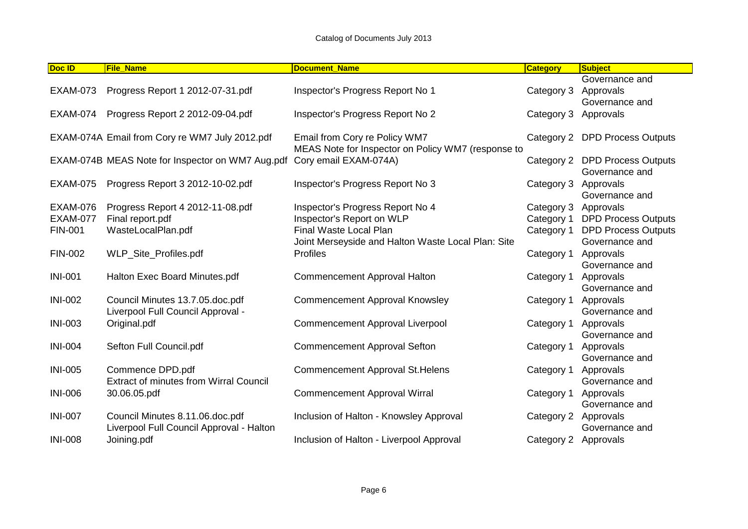Catalog of Documents July 2013

| Doc ID | File_Name | Document_Name | Category | Subject |
|---|---|---|---|---|
| EXAM-073 | Progress Report 1 2012-07-31.pdf | Inspector's Progress Report No 1 | Category 3 | Governance and Approvals |
| EXAM-074 | Progress Report 2 2012-09-04.pdf | Inspector's Progress Report No 2 | Category 3 | Governance and Approvals |
| EXAM-074A | Email from Cory re WM7 July 2012.pdf | Email from Cory re Policy WM7 | Category 2 | DPD Process Outputs |
| EXAM-074B | MEAS Note for Inspector on WM7 Aug.pdf | MEAS Note for Inspector on Policy WM7 (response to Cory email EXAM-074A) | Category 2 | DPD Process Outputs |
| EXAM-075 | Progress Report 3 2012-10-02.pdf | Inspector's Progress Report No 3 | Category 3 | Governance and Approvals |
| EXAM-076 | Progress Report 4 2012-11-08.pdf | Inspector's Progress Report No 4 | Category 3 | Governance and Approvals |
| EXAM-077 | Final report.pdf | Inspector's Report on WLP | Category 1 | DPD Process Outputs |
| FIN-001 | WasteLocalPlan.pdf | Final Waste Local Plan | Category 1 | DPD Process Outputs |
| FIN-002 | WLP_Site_Profiles.pdf | Joint Merseyside and Halton Waste Local Plan: Site Profiles | Category 1 | Governance and Approvals |
| INI-001 | Halton Exec Board Minutes.pdf | Commencement Approval Halton | Category 1 | Governance and Approvals |
| INI-002 | Council Minutes 13.7.05.doc.pdf | Commencement Approval Knowsley | Category 1 | Governance and Approvals |
| INI-003 | Liverpool Full Council Approval - Original.pdf | Commencement Approval Liverpool | Category 1 | Governance and Approvals |
| INI-004 | Sefton Full Council.pdf | Commencement Approval Sefton | Category 1 | Governance and Approvals |
| INI-005 | Commence DPD.pdf | Commencement Approval St.Helens | Category 1 | Governance and Approvals |
| INI-006 | Extract of minutes from Wirral Council 30.06.05.pdf | Commencement Approval Wirral | Category 1 | Governance and Approvals |
| INI-007 | Council Minutes 8.11.06.doc.pdf | Inclusion of Halton - Knowsley Approval | Category 2 | Governance and Approvals |
| INI-008 | Liverpool Full Council Approval - Halton Joining.pdf | Inclusion of Halton - Liverpool Approval | Category 2 | Governance and Approvals |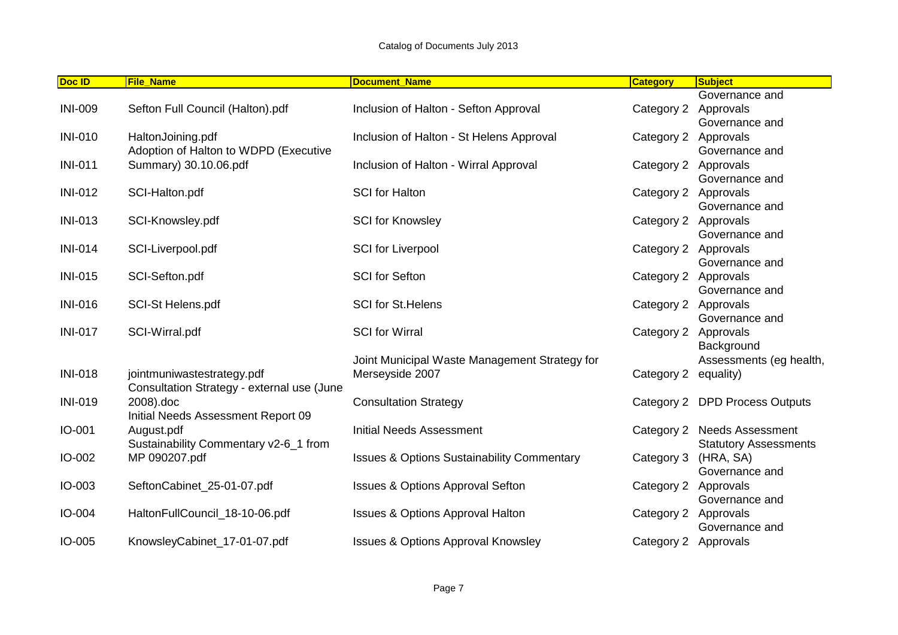Catalog of Documents July 2013

| Doc ID | File_Name | Document_Name | Category | Subject |
|---|---|---|---|---|
| INI-009 | Sefton Full Council (Halton).pdf | Inclusion of Halton - Sefton Approval | Category 2 | Governance and Approvals |
| INI-010 | HaltonJoining.pdf | Inclusion of Halton - St Helens Approval | Category 2 | Governance and Approvals |
| INI-011 | Adoption of Halton to WDPD (Executive Summary) 30.10.06.pdf | Inclusion of Halton - Wirral Approval | Category 2 | Governance and Approvals |
| INI-012 | SCI-Halton.pdf | SCI for Halton | Category 2 | Governance and Approvals |
| INI-013 | SCI-Knowsley.pdf | SCI for Knowsley | Category 2 | Governance and Approvals |
| INI-014 | SCI-Liverpool.pdf | SCI for Liverpool | Category 2 | Governance and Approvals |
| INI-015 | SCI-Sefton.pdf | SCI for Sefton | Category 2 | Governance and Approvals |
| INI-016 | SCI-St Helens.pdf | SCI for St.Helens | Category 2 | Governance and Approvals |
| INI-017 | SCI-Wirral.pdf | SCI for Wirral | Category 2 | Governance and Approvals |
| INI-018 | jointmuniwastestrategy.pdf | Joint Municipal Waste Management Strategy for Merseyside 2007 | Category 2 | Background Assessments (eg health, equality) |
| INI-019 | Consultation Strategy - external use (June 2008).doc | Consultation Strategy | Category 2 | DPD Process Outputs |
| IO-001 | Initial Needs Assessment Report 09 August.pdf | Initial Needs Assessment | Category 2 | Needs Assessment |
| IO-002 | Sustainability Commentary v2-6_1 from MP 090207.pdf | Issues & Options Sustainability Commentary | Category 3 | Statutory Assessments (HRA, SA) |
| IO-003 | SeftonCabinet_25-01-07.pdf | Issues & Options Approval Sefton | Category 2 | Governance and Approvals |
| IO-004 | HaltonFullCouncil_18-10-06.pdf | Issues & Options Approval Halton | Category 2 | Governance and Approvals |
| IO-005 | KnowsleyCabinet_17-01-07.pdf | Issues & Options Approval Knowsley | Category 2 | Governance and Approvals |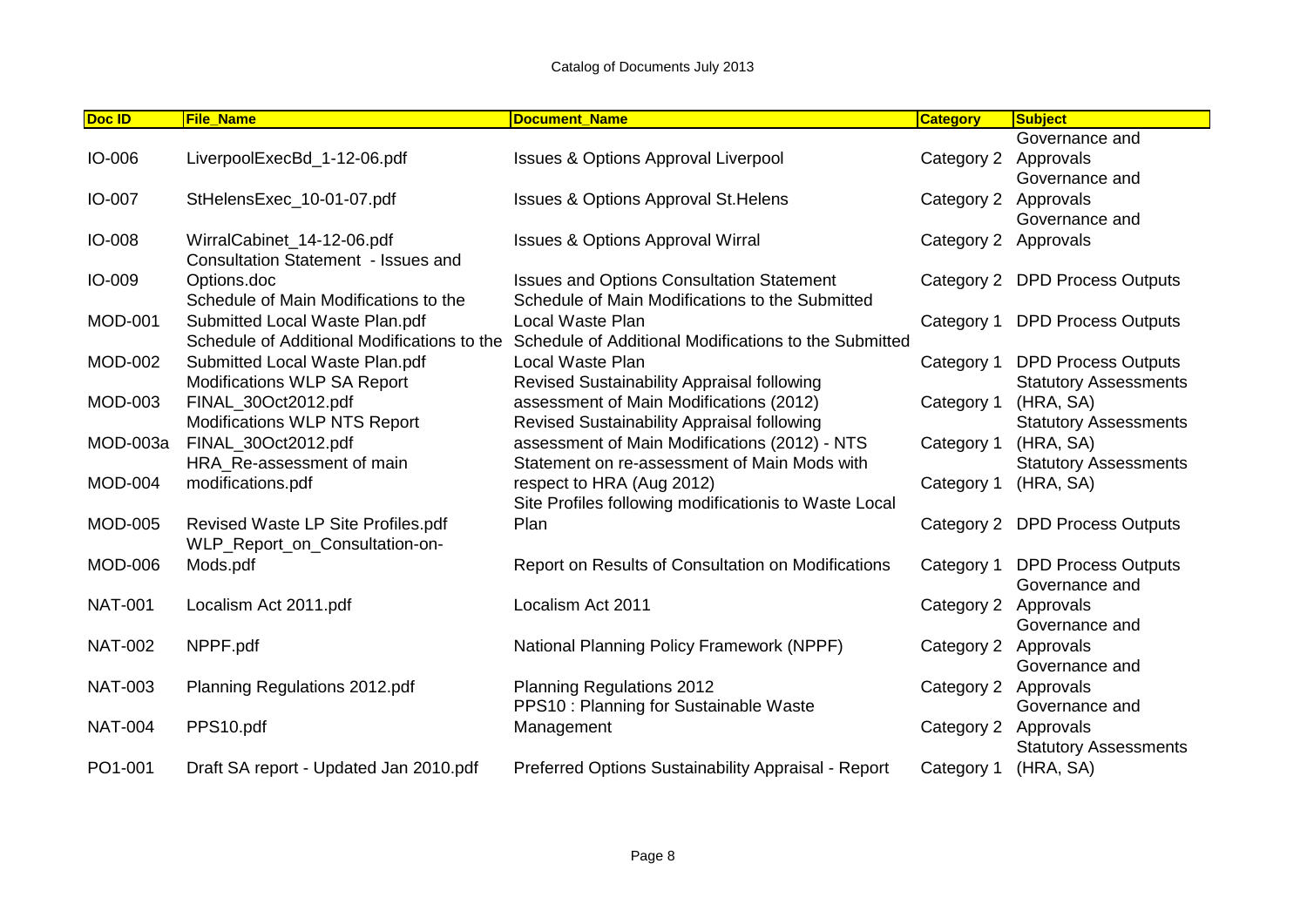Catalog of Documents July 2013

| Doc ID | File_Name | Document_Name | Category | Subject |
|---|---|---|---|---|
| IO-006 | LiverpoolExecBd_1-12-06.pdf | Issues & Options Approval Liverpool | Category 2 | Governance and Approvals |
| IO-007 | StHelensExec_10-01-07.pdf | Issues & Options Approval St.Helens | Category 2 | Governance and Approvals |
| IO-008 | WirralCabinet_14-12-06.pdf | Issues & Options Approval Wirral | Category 2 | Governance and Approvals |
| IO-009 | Consultation Statement - Issues and Options.doc | Issues and Options Consultation Statement | Category 2 | DPD Process Outputs |
| MOD-001 | Schedule of Main Modifications to the Submitted Local Waste Plan.pdf | Schedule of Main Modifications to the Submitted Local Waste Plan | Category 1 | DPD Process Outputs |
| MOD-002 | Schedule of Additional Modifications to the Submitted Local Waste Plan.pdf | Schedule of Additional Modifications to the Submitted Local Waste Plan | Category 1 | DPD Process Outputs |
| MOD-003 | Modifications WLP SA Report FINAL_30Oct2012.pdf | Revised Sustainability Appraisal following assessment of Main Modifications (2012) | Category 1 | Statutory Assessments (HRA, SA) |
| MOD-003a | Modifications WLP NTS Report FINAL_30Oct2012.pdf | Revised Sustainability Appraisal following assessment of Main Modifications (2012) - NTS | Category 1 | Statutory Assessments (HRA, SA) |
| MOD-004 | HRA_Re-assessment of main modifications.pdf | Statement on re-assessment of Main Mods with respect to HRA (Aug 2012) | Category 1 | Statutory Assessments (HRA, SA) |
| MOD-005 | Revised Waste LP Site Profiles.pdf | Site Profiles following modificationis to Waste Local Plan | Category 2 | DPD Process Outputs |
| MOD-006 | WLP_Report_on_Consultation-on-Mods.pdf | Report on Results of Consultation on Modifications | Category 1 | DPD Process Outputs |
| NAT-001 | Localism Act 2011.pdf | Localism Act 2011 | Category 2 | Governance and Approvals |
| NAT-002 | NPPF.pdf | National Planning Policy Framework (NPPF) | Category 2 | Governance and Approvals |
| NAT-003 | Planning Regulations 2012.pdf | Planning Regulations 2012 | Category 2 | Governance and Approvals |
| NAT-004 | PPS10.pdf | PPS10 : Planning for Sustainable Waste Management | Category 2 | Governance and Approvals |
| PO1-001 | Draft SA report - Updated Jan 2010.pdf | Preferred Options Sustainability Appraisal - Report | Category 1 | Statutory Assessments (HRA, SA) |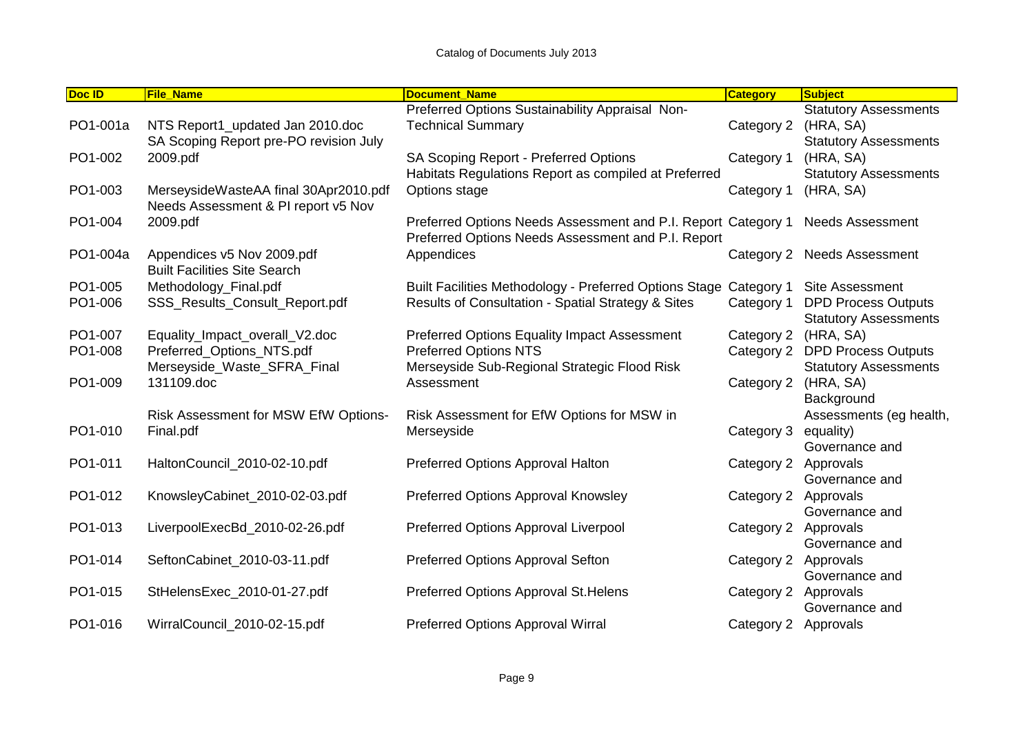Catalog of Documents July 2013

| Doc ID | File_Name | Document_Name | Category | Subject |
|---|---|---|---|---|
| PO1-001a | NTS Report1_updated Jan 2010.doc | Preferred Options Sustainability Appraisal Non-Technical Summary | Category 2 | Statutory Assessments (HRA, SA) |
| PO1-002 | SA Scoping Report pre-PO revision July 2009.pdf | SA Scoping Report - Preferred Options | Category 1 | Statutory Assessments (HRA, SA) |
| PO1-003 | MerseysideWasteAA final 30Apr2010.pdf | Habitats Regulations Report as compiled at Preferred Options stage | Category 1 | Statutory Assessments (HRA, SA) |
| PO1-004 | Needs Assessment & PI report v5 Nov 2009.pdf | Preferred Options Needs Assessment and P.I. Report | Category 1 | Needs Assessment |
| PO1-004a | Appendices v5 Nov 2009.pdf | Preferred Options Needs Assessment and P.I. Report Appendices | Category 2 | Needs Assessment |
| PO1-005 | Built Facilities Site Search Methodology_Final.pdf | Built Facilities Methodology - Preferred Options Stage | Category 1 | Site Assessment |
| PO1-006 | SSS_Results_Consult_Report.pdf | Results of Consultation - Spatial Strategy & Sites | Category 1 | DPD Process Outputs |
| PO1-007 | Equality_Impact_overall_V2.doc | Preferred Options Equality Impact Assessment | Category 2 | Statutory Assessments (HRA, SA) |
| PO1-008 | Preferred_Options_NTS.pdf | Preferred Options NTS | Category 2 | DPD Process Outputs |
| PO1-009 | Merseyside_Waste_SFRA_Final 131109.doc | Merseyside Sub-Regional Strategic Flood Risk Assessment | Category 2 | Statutory Assessments (HRA, SA) |
| PO1-010 | Risk Assessment for MSW EfW Options-Final.pdf | Risk Assessment for EfW Options for MSW in Merseyside | Category 3 | Background Assessments (eg health, equality) |
| PO1-011 | HaltonCouncil_2010-02-10.pdf | Preferred Options Approval Halton | Category 2 | Governance and Approvals |
| PO1-012 | KnowsleyCabinet_2010-02-03.pdf | Preferred Options Approval Knowsley | Category 2 | Governance and Approvals |
| PO1-013 | LiverpoolExecBd_2010-02-26.pdf | Preferred Options Approval Liverpool | Category 2 | Governance and Approvals |
| PO1-014 | SeftonCabinet_2010-03-11.pdf | Preferred Options Approval Sefton | Category 2 | Governance and Approvals |
| PO1-015 | StHelensExec_2010-01-27.pdf | Preferred Options Approval St.Helens | Category 2 | Governance and Approvals |
| PO1-016 | WirralCouncil_2010-02-15.pdf | Preferred Options Approval Wirral | Category 2 | Governance and Approvals |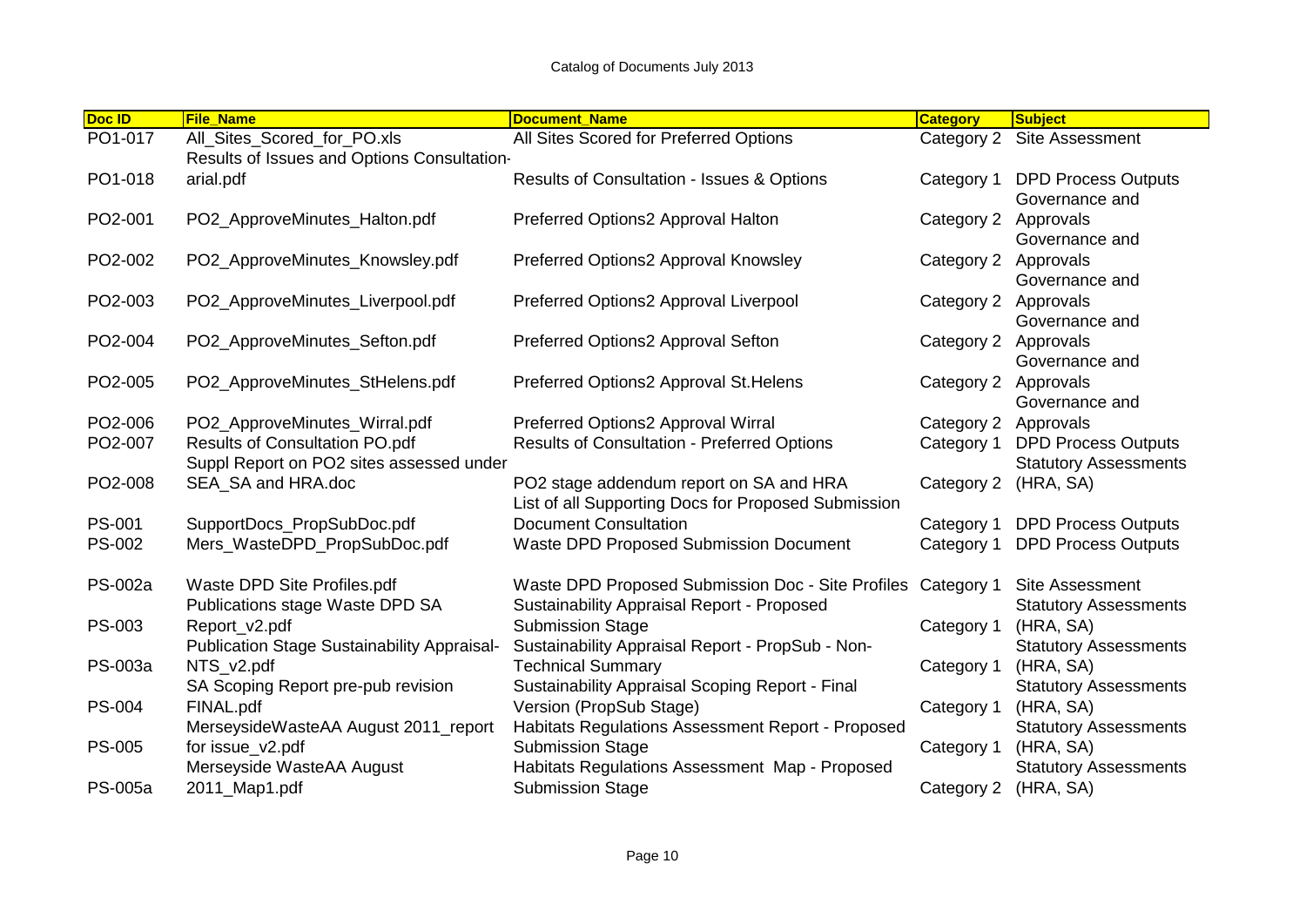Catalog of Documents July 2013

| Doc ID | File_Name | Document_Name | Category | Subject |
|---|---|---|---|---|
| PO1-017 | All_Sites_Scored_for_PO.xls | All Sites Scored for Preferred Options | Category 2 | Site Assessment |
| PO1-018 | Results of Issues and Options Consultation-arial.pdf | Results of Consultation - Issues & Options | Category 1 | DPD Process Outputs |
| PO2-001 | PO2_ApproveMinutes_Halton.pdf | Preferred Options2 Approval Halton | Category 2 | Governance and Approvals |
| PO2-002 | PO2_ApproveMinutes_Knowsley.pdf | Preferred Options2 Approval Knowsley | Category 2 | Governance and Approvals |
| PO2-003 | PO2_ApproveMinutes_Liverpool.pdf | Preferred Options2 Approval Liverpool | Category 2 | Governance and Approvals |
| PO2-004 | PO2_ApproveMinutes_Sefton.pdf | Preferred Options2 Approval Sefton | Category 2 | Governance and Approvals |
| PO2-005 | PO2_ApproveMinutes_StHelens.pdf | Preferred Options2 Approval St.Helens | Category 2 | Governance and Approvals |
| PO2-006 | PO2_ApproveMinutes_Wirral.pdf | Preferred Options2 Approval Wirral | Category 2 | Governance and Approvals |
| PO2-007 | Results of Consultation PO.pdf | Results of Consultation - Preferred Options | Category 1 | DPD Process Outputs |
| PO2-008 | Suppl Report on PO2 sites assessed under SEA_SA and HRA.doc | PO2 stage addendum report on SA and HRA | Category 2 | Statutory Assessments (HRA, SA) |
| PS-001 | SupportDocs_PropSubDoc.pdf | List of all Supporting Docs for Proposed Submission Document Consultation | Category 1 | DPD Process Outputs |
| PS-002 | Mers_WasteDPD_PropSubDoc.pdf | Waste DPD Proposed Submission Document | Category 1 | DPD Process Outputs |
| PS-002a | Waste DPD Site Profiles.pdf | Waste DPD Proposed Submission Doc - Site Profiles | Category 1 | Site Assessment |
| PS-003 | Publications stage Waste DPD SA Report_v2.pdf | Sustainability Appraisal Report - Proposed Submission Stage | Category 1 | Statutory Assessments (HRA, SA) |
| PS-003a | Publication Stage Sustainability Appraisal-NTS_v2.pdf | Sustainability Appraisal Report - PropSub - Non-Technical Summary | Category 1 | Statutory Assessments (HRA, SA) |
| PS-004 | SA Scoping Report pre-pub revision FINAL.pdf | Sustainability Appraisal Scoping Report - Final Version (PropSub Stage) | Category 1 | Statutory Assessments (HRA, SA) |
| PS-005 | MerseysideWasteAA August 2011_report for issue_v2.pdf | Habitats Regulations Assessment Report - Proposed Submission Stage | Category 1 | Statutory Assessments (HRA, SA) |
| PS-005a | Merseyside WasteAA August 2011_Map1.pdf | Habitats Regulations Assessment Map - Proposed Submission Stage | Category 2 | Statutory Assessments (HRA, SA) |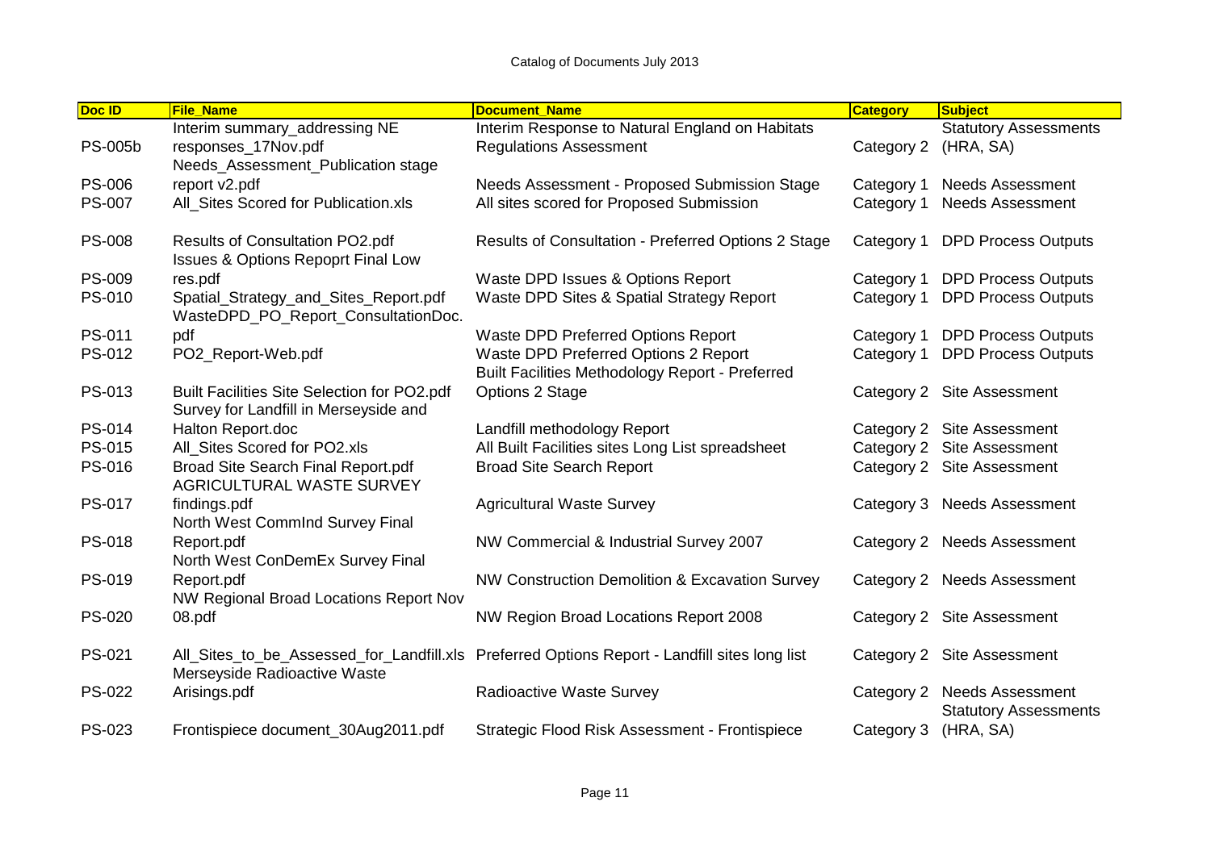Catalog of Documents July 2013

| Doc ID | File_Name | Document_Name | Category | Subject |
|---|---|---|---|---|
| PS-005b | Interim summary_addressing NE responses_17Nov.pdf | Interim Response to Natural England on Habitats Regulations Assessment | Category 2 | Statutory Assessments (HRA, SA) |
| PS-006 | Needs_Assessment_Publication stage report v2.pdf | Needs Assessment - Proposed Submission Stage | Category 1 | Needs Assessment |
| PS-007 | All_Sites Scored for Publication.xls | All sites scored for Proposed Submission | Category 1 | Needs Assessment |
| PS-008 | Results of Consultation PO2.pdf | Results of Consultation - Preferred Options 2 Stage | Category 1 | DPD Process Outputs |
| PS-009 | Issues & Options Repoprt Final Low res.pdf | Waste DPD Issues & Options Report | Category 1 | DPD Process Outputs |
| PS-010 | Spatial_Strategy_and_Sites_Report.pdf | Waste DPD Sites & Spatial Strategy Report | Category 1 | DPD Process Outputs |
| PS-011 | WasteDPD_PO_Report_ConsultationDoc.pdf | Waste DPD Preferred Options Report | Category 1 | DPD Process Outputs |
| PS-012 | PO2_Report-Web.pdf | Waste DPD Preferred Options 2 Report | Category 1 | DPD Process Outputs |
| PS-013 | Built Facilities Site Selection for PO2.pdf | Built Facilities Methodology Report - Preferred Options 2 Stage | Category 2 | Site Assessment |
| PS-014 | Survey for Landfill in Merseyside and Halton Report.doc | Landfill methodology Report | Category 2 | Site Assessment |
| PS-015 | All_Sites Scored for PO2.xls | All Built Facilities sites Long List spreadsheet | Category 2 | Site Assessment |
| PS-016 | Broad Site Search Final Report.pdf | Broad Site Search Report | Category 2 | Site Assessment |
| PS-017 | AGRICULTURAL WASTE SURVEY findings.pdf | Agricultural Waste Survey | Category 3 | Needs Assessment |
| PS-018 | North West CommInd Survey Final Report.pdf | NW Commercial & Industrial Survey 2007 | Category 2 | Needs Assessment |
| PS-019 | North West ConDemEx Survey Final Report.pdf | NW Construction Demolition & Excavation Survey | Category 2 | Needs Assessment |
| PS-020 | NW Regional Broad Locations Report Nov 08.pdf | NW Region Broad Locations Report 2008 | Category 2 | Site Assessment |
| PS-021 | All_Sites_to_be_Assessed_for_Landfill.xls | Preferred Options Report - Landfill sites long list | Category 2 | Site Assessment |
| PS-022 | Merseyside Radioactive Waste Arisings.pdf | Radioactive Waste Survey | Category 2 | Needs Assessment |
| PS-023 | Frontispiece document_30Aug2011.pdf | Strategic Flood Risk Assessment - Frontispiece | Category 3 | Statutory Assessments (HRA, SA) |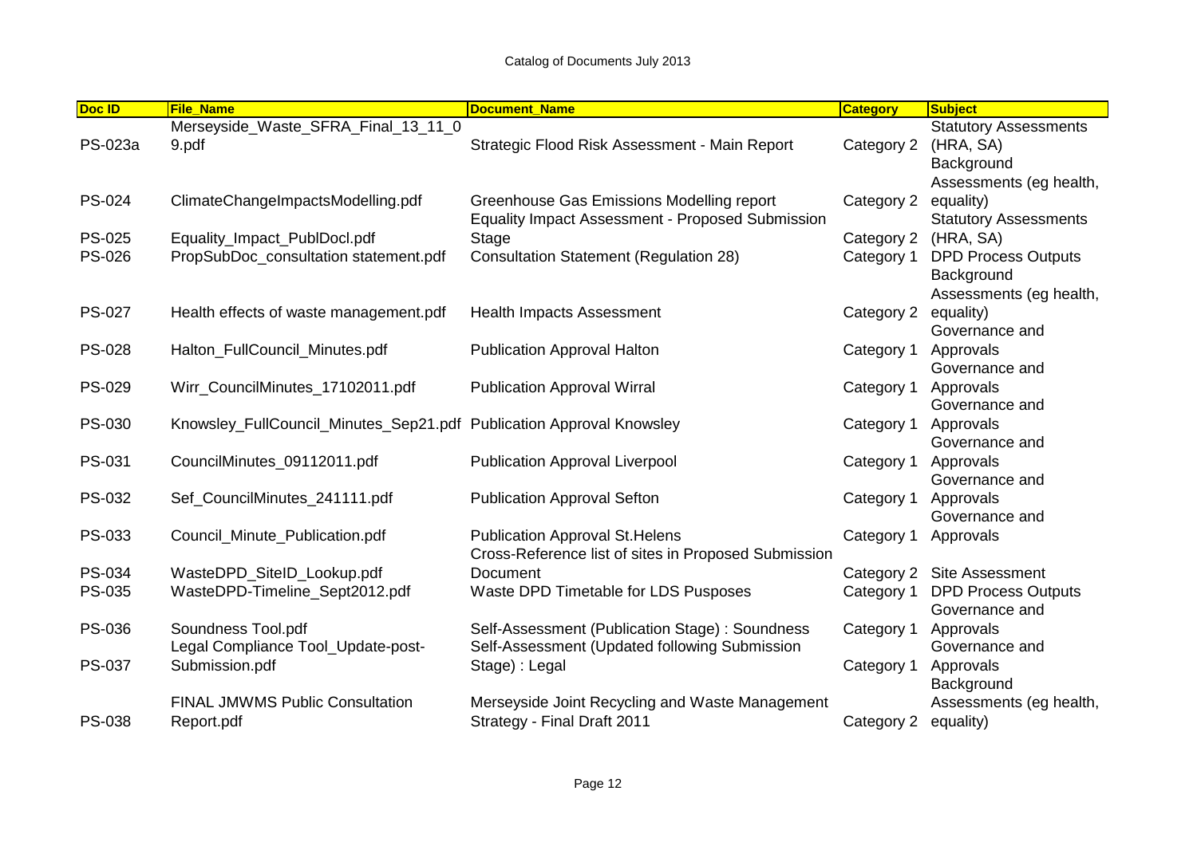Catalog of Documents July 2013

| Doc ID | File_Name | Document_Name | Category | Subject |
|---|---|---|---|---|
| PS-023a | Merseyside_Waste_SFRA_Final_13_11_09.pdf | Strategic Flood Risk Assessment - Main Report | Category 2 | Statutory Assessments (HRA, SA) |
| PS-024 | ClimateChangeImpactsModelling.pdf | Greenhouse Gas Emissions Modelling report | Category 2 | Background Assessments (eg health, equality) |
| PS-025 | Equality_Impact_PublDocl.pdf | Equality Impact Assessment - Proposed Submission Stage | Category 2 | Statutory Assessments (HRA, SA) |
| PS-026 | PropSubDoc_consultation statement.pdf | Consultation Statement (Regulation 28) | Category 1 | DPD Process Outputs |
| PS-027 | Health effects of waste management.pdf | Health Impacts Assessment | Category 2 | Background Assessments (eg health, equality) |
| PS-028 | Halton_FullCouncil_Minutes.pdf | Publication Approval Halton | Category 1 | Governance and Approvals |
| PS-029 | Wirr_CouncilMinutes_17102011.pdf | Publication Approval Wirral | Category 1 | Governance and Approvals |
| PS-030 | Knowsley_FullCouncil_Minutes_Sep21.pdf | Publication Approval Knowsley | Category 1 | Governance and Approvals |
| PS-031 | CouncilMinutes_09112011.pdf | Publication Approval Liverpool | Category 1 | Governance and Approvals |
| PS-032 | Sef_CouncilMinutes_241111.pdf | Publication Approval Sefton | Category 1 | Governance and Approvals |
| PS-033 | Council_Minute_Publication.pdf | Publication Approval St.Helens | Category 1 | Governance and Approvals |
| PS-034 | WasteDPD_SiteID_Lookup.pdf | Cross-Reference list of sites in Proposed Submission Document | Category 2 | Site Assessment |
| PS-035 | WasteDPD-Timeline_Sept2012.pdf | Waste DPD Timetable for LDS Pusposes | Category 1 | DPD Process Outputs |
| PS-036 | Soundness Tool.pdf | Self-Assessment (Publication Stage) : Soundness | Category 1 | Governance and Approvals |
| PS-037 | Legal Compliance Tool_Update-post-Submission.pdf | Self-Assessment (Updated following Submission Stage) : Legal | Category 1 | Governance and Approvals |
| PS-038 | FINAL JMWMS Public Consultation Report.pdf | Merseyside Joint Recycling and Waste Management Strategy - Final Draft 2011 | Category 2 | Background Assessments (eg health, equality) |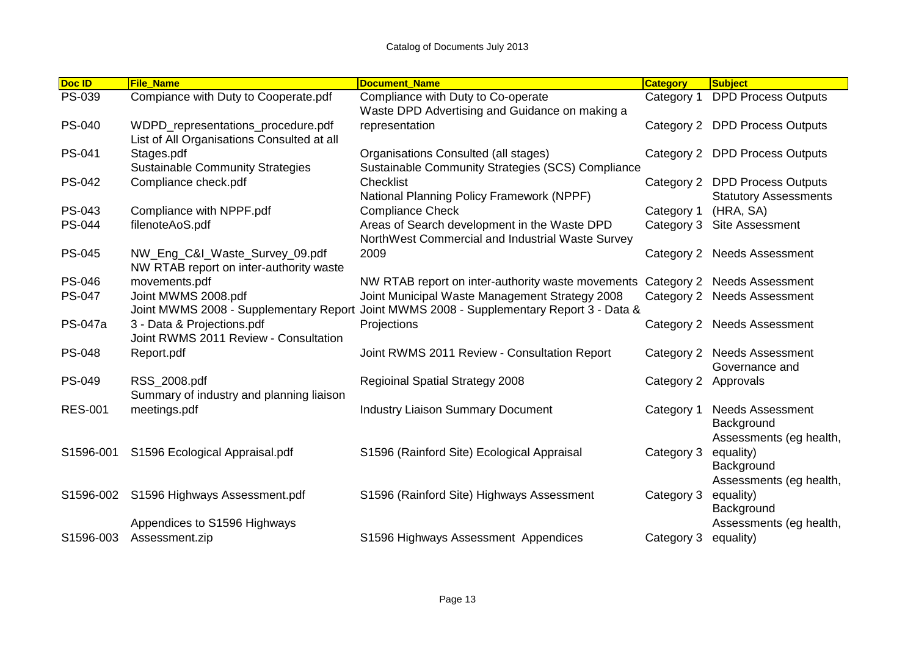| Doc ID | File_Name | Document_Name | Category | Subject |
|---|---|---|---|---|
| PS-039 | Compiance with Duty to Cooperate.pdf | Compliance with Duty to Co-operate | Category 1 | DPD Process Outputs |
| PS-040 | WDPD_representations_procedure.pdf | Waste DPD Advertising and Guidance on making a representation | Category 2 | DPD Process Outputs |
| PS-041 | List of All Organisations Consulted at all Stages.pdf | Organisations Consulted (all stages) | Category 2 | DPD Process Outputs |
| PS-042 | Sustainable Community Strategies Compliance check.pdf | Sustainable Community Strategies (SCS) Compliance Checklist | Category 2 | DPD Process Outputs |
| PS-043 | Compliance with NPPF.pdf | National Planning Policy Framework (NPPF) Compliance Check | Category 1 | Statutory Assessments (HRA, SA) |
| PS-044 | filenoteAoS.pdf | Areas of Search development in the Waste DPD | Category 3 | Site Assessment |
| PS-045 | NW_Eng_C&I_Waste_Survey_09.pdf | NorthWest Commercial and Industrial Waste Survey 2009 | Category 2 | Needs Assessment |
| PS-046 | NW RTAB report on inter-authority waste movements.pdf | NW RTAB report on inter-authority waste movements | Category 2 | Needs Assessment |
| PS-047 | Joint MWMS 2008.pdf | Joint Municipal Waste Management Strategy 2008 | Category 2 | Needs Assessment |
| PS-047a | Joint MWMS 2008 - Supplementary Report 3 - Data & Projections.pdf | Joint MWMS 2008 - Supplementary Report 3 - Data & Projections | Category 2 | Needs Assessment |
| PS-048 | Joint RWMS 2011 Review - Consultation Report.pdf | Joint RWMS 2011 Review - Consultation Report | Category 2 | Needs Assessment |
| PS-049 | RSS_2008.pdf | Regioinal Spatial Strategy 2008 | Category 2 | Governance and Approvals |
| RES-001 | Summary of industry and planning liaison meetings.pdf | Industry Liaison Summary Document | Category 1 | Needs Assessment |
| S1596-001 | S1596 Ecological Appraisal.pdf | S1596 (Rainford Site) Ecological Appraisal | Category 3 | Background Assessments (eg health, equality) |
| S1596-002 | S1596 Highways Assessment.pdf | S1596 (Rainford Site) Highways Assessment | Category 3 | Background Assessments (eg health, equality) |
| S1596-003 | Appendices to S1596 Highways Assessment.zip | S1596 Highways Assessment Appendices | Category 3 | Background Assessments (eg health, equality) |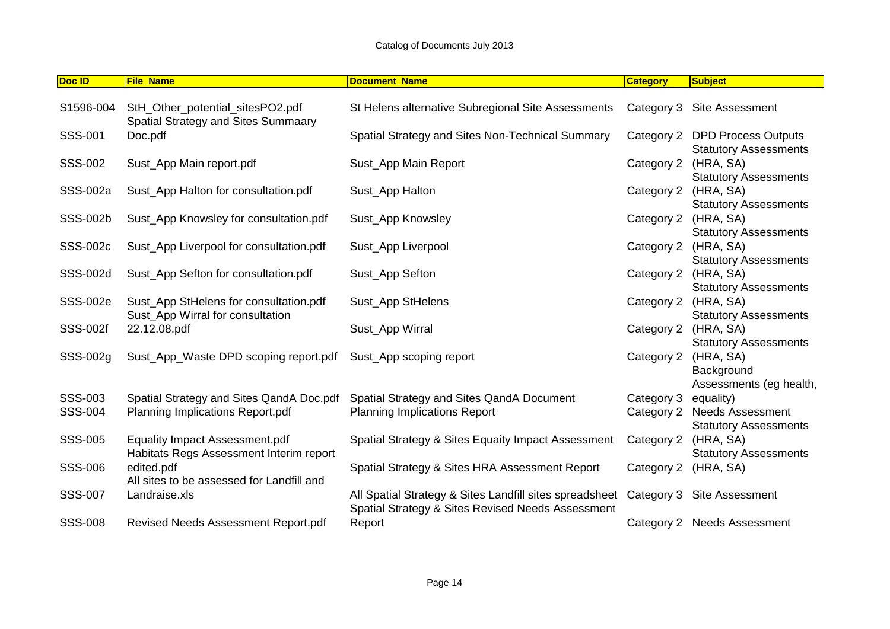Catalog of Documents July 2013

| Doc ID | File_Name | Document_Name | Category | Subject |
|---|---|---|---|---|
| S1596-004 | StH_Other_potential_sitesPO2.pdf | St Helens alternative Subregional Site Assessments | Category 3 | Site Assessment |
| SSS-001 | Spatial Strategy and Sites Summaary Doc.pdf | Spatial Strategy and Sites Non-Technical Summary | Category 2 | DPD Process Outputs |
| SSS-002 | Sust_App Main report.pdf | Sust_App Main Report | Category 2 | Statutory Assessments (HRA, SA) |
| SSS-002a | Sust_App Halton for consultation.pdf | Sust_App Halton | Category 2 | Statutory Assessments (HRA, SA) |
| SSS-002b | Sust_App Knowsley for consultation.pdf | Sust_App Knowsley | Category 2 | Statutory Assessments (HRA, SA) |
| SSS-002c | Sust_App Liverpool for consultation.pdf | Sust_App Liverpool | Category 2 | Statutory Assessments (HRA, SA) |
| SSS-002d | Sust_App Sefton for consultation.pdf | Sust_App Sefton | Category 2 | Statutory Assessments (HRA, SA) |
| SSS-002e | Sust_App StHelens for consultation.pdf | Sust_App StHelens | Category 2 | Statutory Assessments (HRA, SA) |
| SSS-002f | Sust_App Wirral for consultation 22.12.08.pdf | Sust_App Wirral | Category 2 | Statutory Assessments (HRA, SA) |
| SSS-002g | Sust_App_Waste DPD scoping report.pdf | Sust_App scoping report | Category 2 | Statutory Assessments (HRA, SA) |
| SSS-003 | Spatial Strategy and Sites QandA Doc.pdf | Spatial Strategy and Sites QandA Document | Category 3 | Background Assessments (eg health, equality) |
| SSS-004 | Planning Implications Report.pdf | Planning Implications Report | Category 2 | Needs Assessment |
| SSS-005 | Equality Impact Assessment.pdf | Spatial Strategy & Sites Equaity Impact Assessment | Category 2 | Statutory Assessments (HRA, SA) |
| SSS-006 | Habitats Regs Assessment Interim report edited.pdf | Spatial Strategy & Sites HRA Assessment Report | Category 2 | Statutory Assessments (HRA, SA) |
| SSS-007 | All sites to be assessed for Landfill and Landraise.xls | All Spatial Strategy & Sites Landfill sites spreadsheet | Category 3 | Site Assessment |
| SSS-008 | Revised Needs Assessment Report.pdf | Spatial Strategy & Sites Revised Needs Assessment Report | Category 2 | Needs Assessment |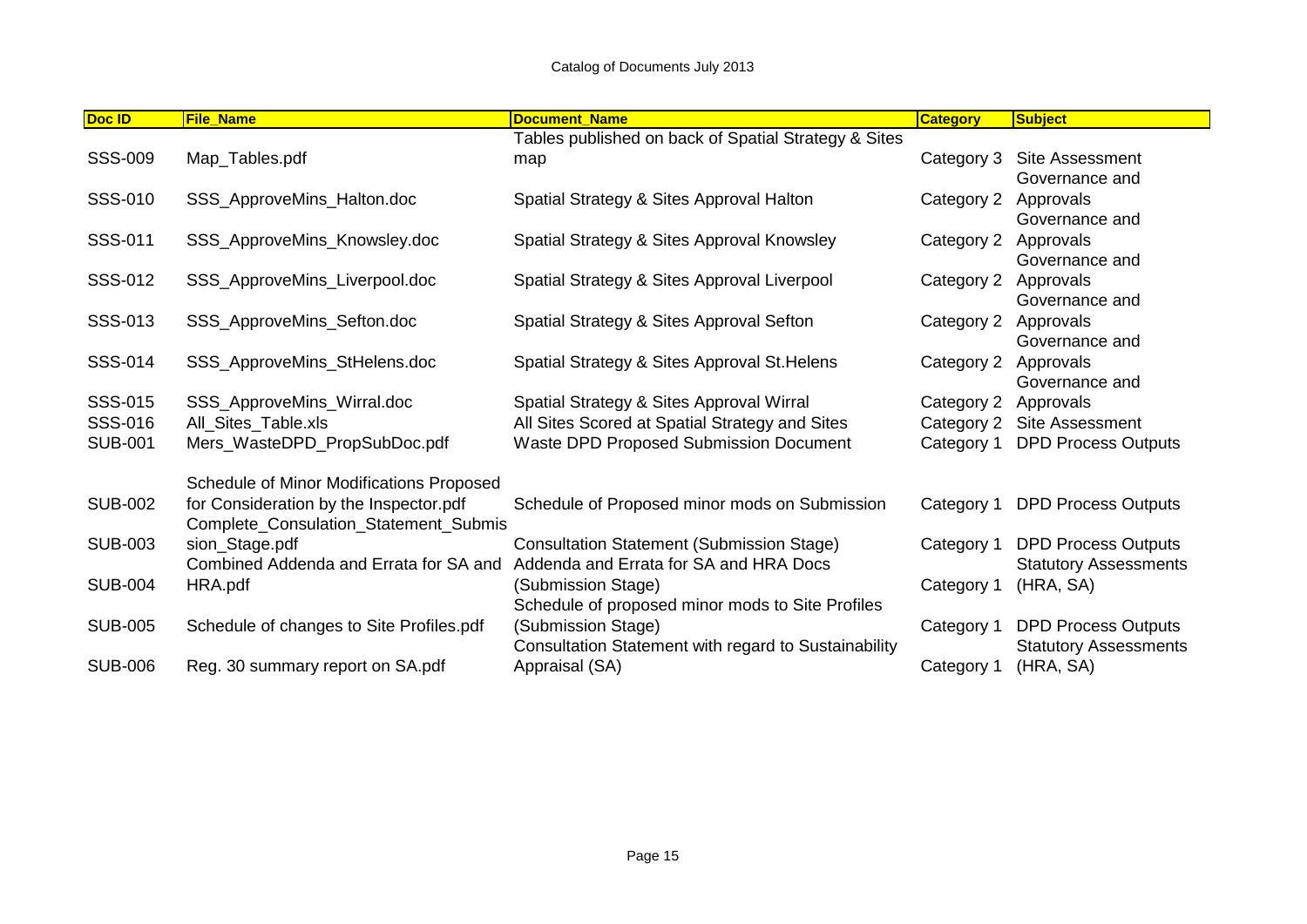Catalog of Documents July 2013

| Doc ID | File_Name | Document_Name | Category | Subject |
| --- | --- | --- | --- | --- |
| SSS-009 | Map_Tables.pdf | Tables published on back of Spatial Strategy & Sites map | Category 3 | Site Assessment |
| SSS-010 | SSS_ApproveMins_Halton.doc | Spatial Strategy & Sites Approval Halton | Category 2 | Governance and Approvals |
| SSS-011 | SSS_ApproveMins_Knowsley.doc | Spatial Strategy & Sites Approval Knowsley | Category 2 | Governance and Approvals |
| SSS-012 | SSS_ApproveMins_Liverpool.doc | Spatial Strategy & Sites Approval Liverpool | Category 2 | Governance and Approvals |
| SSS-013 | SSS_ApproveMins_Sefton.doc | Spatial Strategy & Sites Approval Sefton | Category 2 | Governance and Approvals |
| SSS-014 | SSS_ApproveMins_StHelens.doc | Spatial Strategy & Sites Approval St.Helens | Category 2 | Governance and Approvals |
| SSS-015 | SSS_ApproveMins_Wirral.doc | Spatial Strategy & Sites Approval Wirral | Category 2 | Governance and Approvals |
| SSS-016 | All_Sites_Table.xls | All Sites Scored at Spatial Strategy and Sites | Category 2 | Site Assessment |
| SUB-001 | Mers_WasteDPD_PropSubDoc.pdf | Waste DPD Proposed Submission Document | Category 1 | DPD Process Outputs |
| SUB-002 | Schedule of Minor Modifications Proposed for Consideration by the Inspector.pdf | Schedule of Proposed minor mods on Submission | Category 1 | DPD Process Outputs |
| SUB-003 | Complete_Consulation_Statement_Submission_Stage.pdf | Consultation Statement (Submission Stage) | Category 1 | DPD Process Outputs |
| SUB-004 | Combined Addenda and Errata for SA and HRA.pdf | Addenda and Errata for SA and HRA Docs (Submission Stage) | Category 1 | Statutory Assessments (HRA, SA) |
| SUB-005 | Schedule of changes to Site Profiles.pdf | Schedule of proposed minor mods to Site Profiles (Submission Stage) | Category 1 | DPD Process Outputs |
| SUB-006 | Reg. 30 summary report on SA.pdf | Consultation Statement with regard to Sustainability Appraisal (SA) | Category 1 | Statutory Assessments (HRA, SA) |